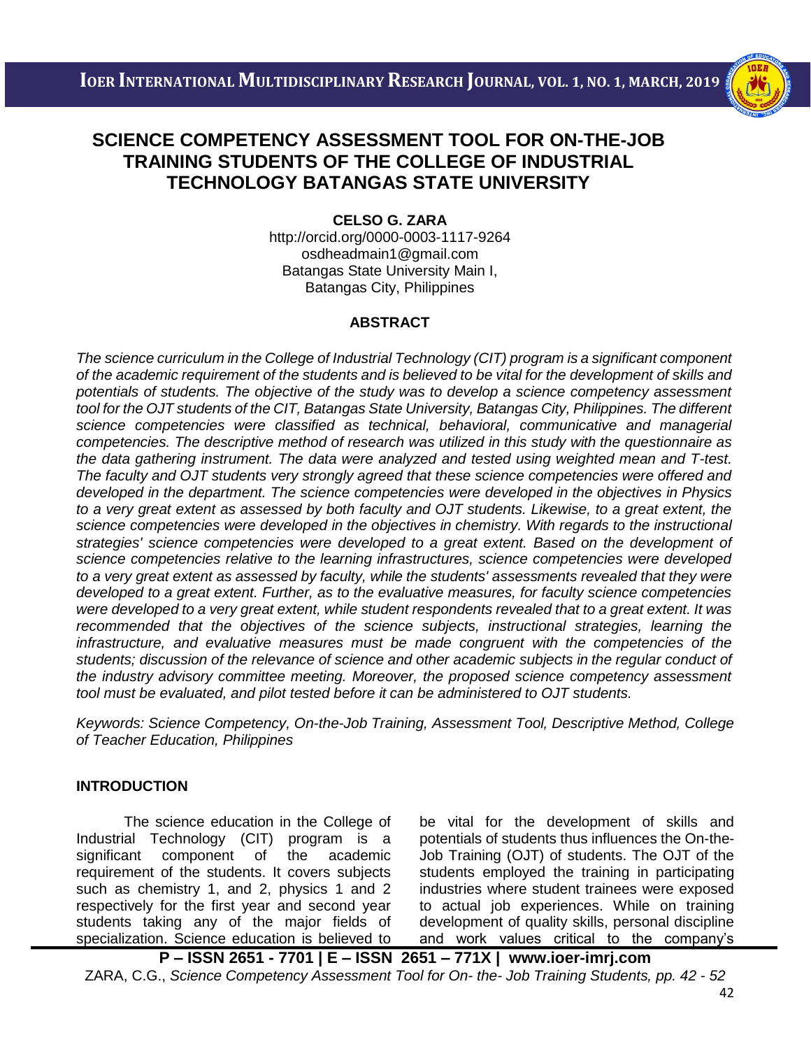# SCIENCE COMPETENCY ASSESSMENT TOOL FOR ON-THE-JOB TRAINING STUDENTS OF THE COLLEGE OF INDUSTRIAL TECHNOLOGY BATANGAS STATE UNIVERSITY

**CELSO G. ZARA**

http://orcid.org/0000-0003-1117-9264
osdheadmain1@gmail.com
Batangas State University Main I,
Batangas City, Philippines

## ABSTRACT

*The science curriculum in the College of Industrial Technology (CIT) program is a significant component of the academic requirement of the students and is believed to be vital for the development of skills and potentials of students. The objective of the study was to develop a science competency assessment tool for the OJT students of the CIT, Batangas State University, Batangas City, Philippines. The different science competencies were classified as technical, behavioral, communicative and managerial competencies. The descriptive method of research was utilized in this study with the questionnaire as the data gathering instrument. The data were analyzed and tested using weighted mean and T-test. The faculty and OJT students very strongly agreed that these science competencies were offered and developed in the department. The science competencies were developed in the objectives in Physics to a very great extent as assessed by both faculty and OJT students. Likewise, to a great extent, the science competencies were developed in the objectives in chemistry. With regards to the instructional strategies' science competencies were developed to a great extent. Based on the development of science competencies relative to the learning infrastructures, science competencies were developed to a very great extent as assessed by faculty, while the students' assessments revealed that they were developed to a great extent. Further, as to the evaluative measures, for faculty science competencies were developed to a very great extent, while student respondents revealed that to a great extent. It was recommended that the objectives of the science subjects, instructional strategies, learning the infrastructure, and evaluative measures must be made congruent with the competencies of the students; discussion of the relevance of science and other academic subjects in the regular conduct of the industry advisory committee meeting. Moreover, the proposed science competency assessment tool must be evaluated, and pilot tested before it can be administered to OJT students.*

*Keywords: Science Competency, On-the-Job Training, Assessment Tool, Descriptive Method, College of Teacher Education, Philippines*

## INTRODUCTION

The science education in the College of Industrial Technology (CIT) program is a significant component of the academic requirement of the students. It covers subjects such as chemistry 1, and 2, physics 1 and 2 respectively for the first year and second year students taking any of the major fields of specialization. Science education is believed to be vital for the development of skills and potentials of students thus influences the On-the-Job Training (OJT) of students. The OJT of the students employed the training in participating industries where student trainees were exposed to actual job experiences. While on training development of quality skills, personal discipline and work values critical to the company's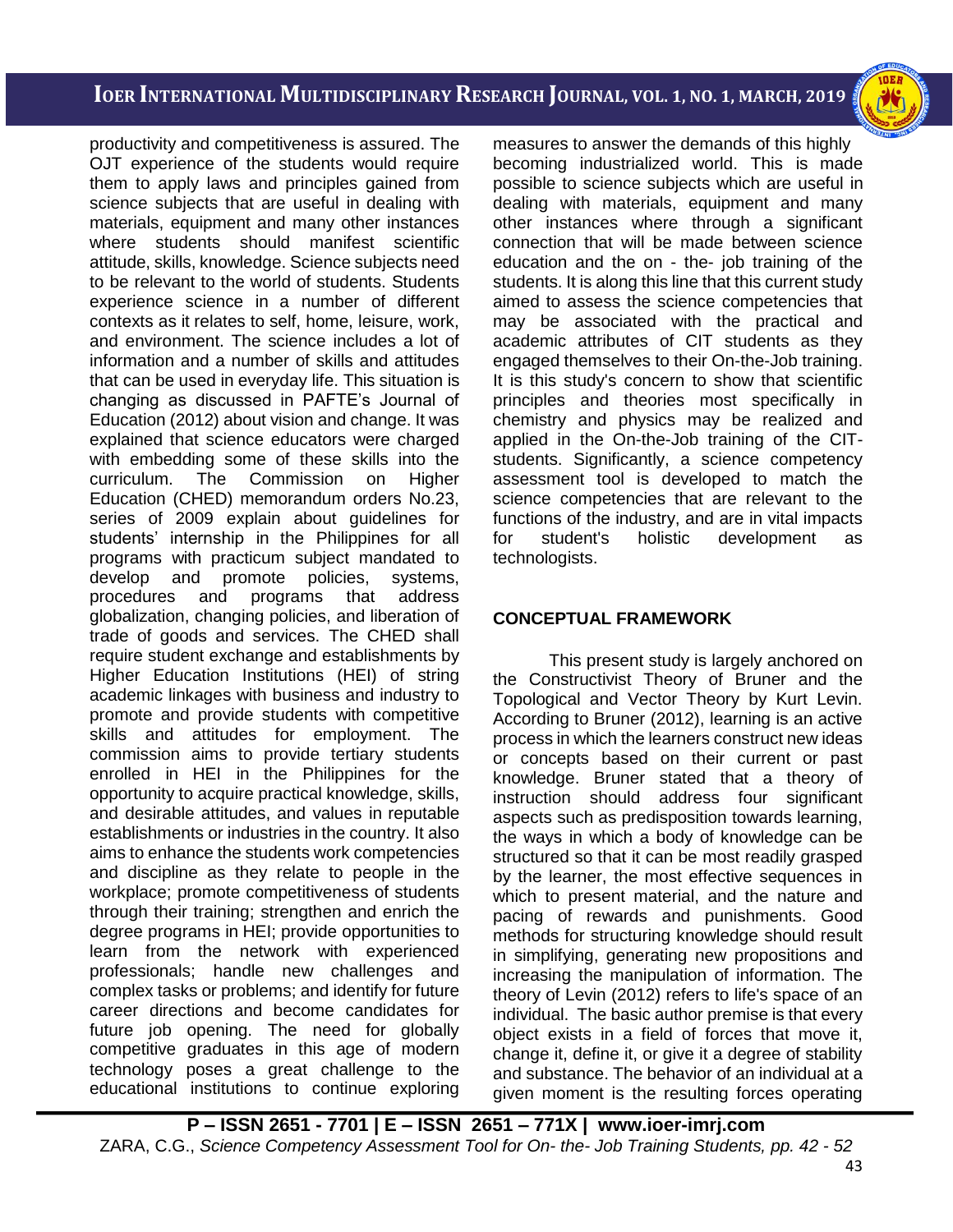productivity and competitiveness is assured. The OJT experience of the students would require them to apply laws and principles gained from science subjects that are useful in dealing with materials, equipment and many other instances where students should manifest scientific attitude, skills, knowledge. Science subjects need to be relevant to the world of students. Students experience science in a number of different contexts as it relates to self, home, leisure, work, and environment. The science includes a lot of information and a number of skills and attitudes that can be used in everyday life. This situation is changing as discussed in PAFTE's Journal of Education (2012) about vision and change. It was explained that science educators were charged with embedding some of these skills into the curriculum. The Commission on Higher Education (CHED) memorandum orders No.23, series of 2009 explain about guidelines for students' internship in the Philippines for all programs with practicum subject mandated to develop and promote policies, systems, procedures and programs that address globalization, changing policies, and liberation of trade of goods and services. The CHED shall require student exchange and establishments by Higher Education Institutions (HEI) of string academic linkages with business and industry to promote and provide students with competitive skills and attitudes for employment. The commission aims to provide tertiary students enrolled in HEI in the Philippines for the opportunity to acquire practical knowledge, skills, and desirable attitudes, and values in reputable establishments or industries in the country. It also aims to enhance the students work competencies and discipline as they relate to people in the workplace; promote competitiveness of students through their training; strengthen and enrich the degree programs in HEI; provide opportunities to learn from the network with experienced professionals; handle new challenges and complex tasks or problems; and identify for future career directions and become candidates for future job opening. The need for globally competitive graduates in this age of modern technology poses a great challenge to the educational institutions to continue exploring measures to answer the demands of this highly becoming industrialized world. This is made possible to science subjects which are useful in dealing with materials, equipment and many other instances where through a significant connection that will be made between science education and the on - the- job training of the students. It is along this line that this current study aimed to assess the science competencies that may be associated with the practical and academic attributes of CIT students as they engaged themselves to their On-the-Job training. It is this study's concern to show that scientific principles and theories most specifically in chemistry and physics may be realized and applied in the On-the-Job training of the CIT-students. Significantly, a science competency assessment tool is developed to match the science competencies that are relevant to the functions of the industry, and are in vital impacts for student's holistic development as technologists.

## CONCEPTUAL FRAMEWORK

This present study is largely anchored on the Constructivist Theory of Bruner and the Topological and Vector Theory by Kurt Levin. According to Bruner (2012), learning is an active process in which the learners construct new ideas or concepts based on their current or past knowledge. Bruner stated that a theory of instruction should address four significant aspects such as predisposition towards learning, the ways in which a body of knowledge can be structured so that it can be most readily grasped by the learner, the most effective sequences in which to present material, and the nature and pacing of rewards and punishments. Good methods for structuring knowledge should result in simplifying, generating new propositions and increasing the manipulation of information. The theory of Levin (2012) refers to life's space of an individual. The basic author premise is that every object exists in a field of forces that move it, change it, define it, or give it a degree of stability and substance. The behavior of an individual at a given moment is the resulting forces operating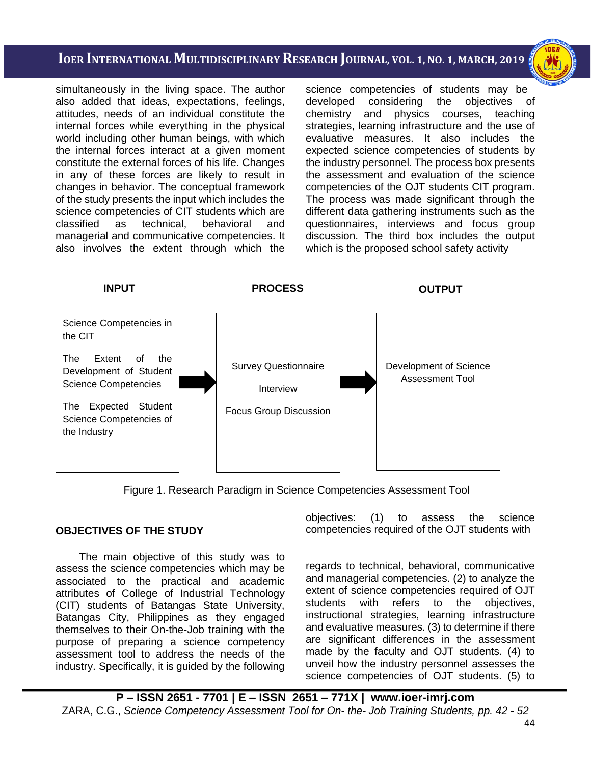simultaneously in the living space. The author also added that ideas, expectations, feelings, attitudes, needs of an individual constitute the internal forces while everything in the physical world including other human beings, with which the internal forces interact at a given moment constitute the external forces of his life. Changes in any of these forces are likely to result in changes in behavior. The conceptual framework of the study presents the input which includes the science competencies of CIT students which are classified as technical, behavioral and managerial and communicative competencies. It also involves the extent through which the science competencies of students may be developed considering the objectives of chemistry and physics courses, teaching strategies, learning infrastructure and the use of evaluative measures. It also includes the expected science competencies of students by the industry personnel. The process box presents the assessment and evaluation of the science competencies of the OJT students CIT program. The process was made significant through the different data gathering instruments such as the questionnaires, interviews and focus group discussion. The third box includes the output which is the proposed school safety activity

| INPUT | PROCESS | OUTPUT |
|---|---|---|
| Science Competencies in the CIT<br><br>The Extent of the Development of Student Science Competencies<br><br>The Expected Student Science Competencies of the Industry | Survey Questionnaire<br><br>Interview<br><br>Focus Group Discussion | Development of Science Assessment Tool |

Figure 1. Research Paradigm in Science Competencies Assessment Tool

## OBJECTIVES OF THE STUDY

The main objective of this study was to assess the science competencies which may be associated to the practical and academic attributes of College of Industrial Technology (CIT) students of Batangas State University, Batangas City, Philippines as they engaged themselves to their On-the-Job training with the purpose of preparing a science competency assessment tool to address the needs of the industry. Specifically, it is guided by the following objectives: (1) to assess the science competencies required of the OJT students with regards to technical, behavioral, communicative and managerial competencies. (2) to analyze the extent of science competencies required of OJT students with refers to the objectives, instructional strategies, learning infrastructure and evaluative measures. (3) to determine if there are significant differences in the assessment made by the faculty and OJT students. (4) to unveil how the industry personnel assesses the science competencies of OJT students. (5) to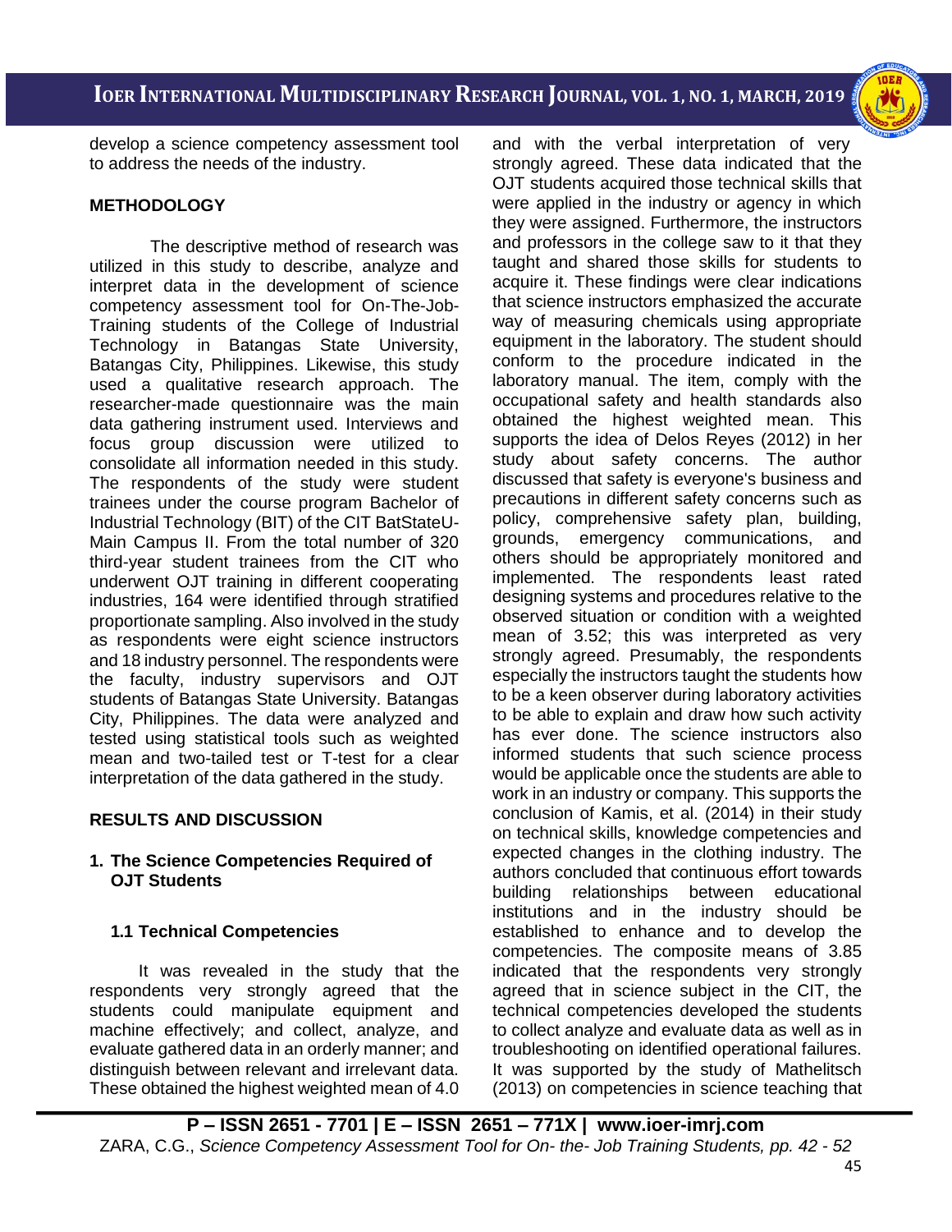develop a science competency assessment tool to address the needs of the industry.

## METHODOLOGY

The descriptive method of research was utilized in this study to describe, analyze and interpret data in the development of science competency assessment tool for On-The-Job-Training students of the College of Industrial Technology in Batangas State University, Batangas City, Philippines. Likewise, this study used a qualitative research approach. The researcher-made questionnaire was the main data gathering instrument used. Interviews and focus group discussion were utilized to consolidate all information needed in this study. The respondents of the study were student trainees under the course program Bachelor of Industrial Technology (BIT) of the CIT BatStateU-Main Campus II. From the total number of 320 third-year student trainees from the CIT who underwent OJT training in different cooperating industries, 164 were identified through stratified proportionate sampling. Also involved in the study as respondents were eight science instructors and 18 industry personnel. The respondents were the faculty, industry supervisors and OJT students of Batangas State University. Batangas City, Philippines. The data were analyzed and tested using statistical tools such as weighted mean and two-tailed test or T-test for a clear interpretation of the data gathered in the study.

## RESULTS AND DISCUSSION

### 1. The Science Competencies Required of OJT Students

#### 1.1 Technical Competencies

It was revealed in the study that the respondents very strongly agreed that the students could manipulate equipment and machine effectively; and collect, analyze, and evaluate gathered data in an orderly manner; and distinguish between relevant and irrelevant data. These obtained the highest weighted mean of 4.0 and with the verbal interpretation of very strongly agreed. These data indicated that the OJT students acquired those technical skills that were applied in the industry or agency in which they were assigned. Furthermore, the instructors and professors in the college saw to it that they taught and shared those skills for students to acquire it. These findings were clear indications that science instructors emphasized the accurate way of measuring chemicals using appropriate equipment in the laboratory. The student should conform to the procedure indicated in the laboratory manual. The item, comply with the occupational safety and health standards also obtained the highest weighted mean. This supports the idea of Delos Reyes (2012) in her study about safety concerns. The author discussed that safety is everyone's business and precautions in different safety concerns such as policy, comprehensive safety plan, building, grounds, emergency communications, and others should be appropriately monitored and implemented. The respondents least rated designing systems and procedures relative to the observed situation or condition with a weighted mean of 3.52; this was interpreted as very strongly agreed. Presumably, the respondents especially the instructors taught the students how to be a keen observer during laboratory activities to be able to explain and draw how such activity has ever done. The science instructors also informed students that such science process would be applicable once the students are able to work in an industry or company. This supports the conclusion of Kamis, et al. (2014) in their study on technical skills, knowledge competencies and expected changes in the clothing industry. The authors concluded that continuous effort towards building relationships between educational institutions and in the industry should be established to enhance and to develop the competencies. The composite means of 3.85 indicated that the respondents very strongly agreed that in science subject in the CIT, the technical competencies developed the students to collect analyze and evaluate data as well as in troubleshooting on identified operational failures. It was supported by the study of Mathelitsch (2013) on competencies in science teaching that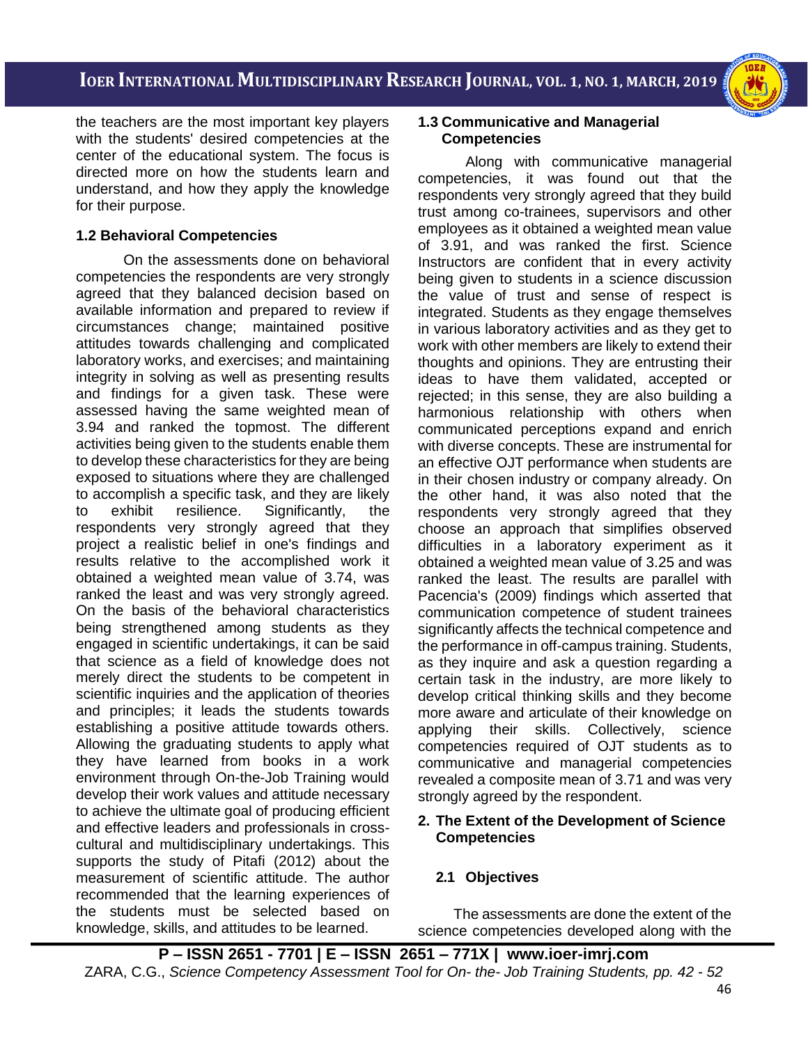the teachers are the most important key players with the students' desired competencies at the center of the educational system. The focus is directed more on how the students learn and understand, and how they apply the knowledge for their purpose.

### 1.2 Behavioral Competencies

On the assessments done on behavioral competencies the respondents are very strongly agreed that they balanced decision based on available information and prepared to review if circumstances change; maintained positive attitudes towards challenging and complicated laboratory works, and exercises; and maintaining integrity in solving as well as presenting results and findings for a given task. These were assessed having the same weighted mean of 3.94 and ranked the topmost. The different activities being given to the students enable them to develop these characteristics for they are being exposed to situations where they are challenged to accomplish a specific task, and they are likely to exhibit resilience. Significantly, the respondents very strongly agreed that they project a realistic belief in one's findings and results relative to the accomplished work it obtained a weighted mean value of 3.74, was ranked the least and was very strongly agreed. On the basis of the behavioral characteristics being strengthened among students as they engaged in scientific undertakings, it can be said that science as a field of knowledge does not merely direct the students to be competent in scientific inquiries and the application of theories and principles; it leads the students towards establishing a positive attitude towards others. Allowing the graduating students to apply what they have learned from books in a work environment through On-the-Job Training would develop their work values and attitude necessary to achieve the ultimate goal of producing efficient and effective leaders and professionals in cross-cultural and multidisciplinary undertakings. This supports the study of Pitafi (2012) about the measurement of scientific attitude. The author recommended that the learning experiences of the students must be selected based on knowledge, skills, and attitudes to be learned.

### 1.3 Communicative and Managerial Competencies

Along with communicative managerial competencies, it was found out that the respondents very strongly agreed that they build trust among co-trainees, supervisors and other employees as it obtained a weighted mean value of 3.91, and was ranked the first. Science Instructors are confident that in every activity being given to students in a science discussion the value of trust and sense of respect is integrated. Students as they engage themselves in various laboratory activities and as they get to work with other members are likely to extend their thoughts and opinions. They are entrusting their ideas to have them validated, accepted or rejected; in this sense, they are also building a harmonious relationship with others when communicated perceptions expand and enrich with diverse concepts. These are instrumental for an effective OJT performance when students are in their chosen industry or company already. On the other hand, it was also noted that the respondents very strongly agreed that they choose an approach that simplifies observed difficulties in a laboratory experiment as it obtained a weighted mean value of 3.25 and was ranked the least. The results are parallel with Pacencia's (2009) findings which asserted that communication competence of student trainees significantly affects the technical competence and the performance in off-campus training. Students, as they inquire and ask a question regarding a certain task in the industry, are more likely to develop critical thinking skills and they become more aware and articulate of their knowledge on applying their skills. Collectively, science competencies required of OJT students as to communicative and managerial competencies revealed a composite mean of 3.71 and was very strongly agreed by the respondent.

## 2. The Extent of the Development of Science Competencies

### 2.1 Objectives

The assessments are done the extent of the science competencies developed along with the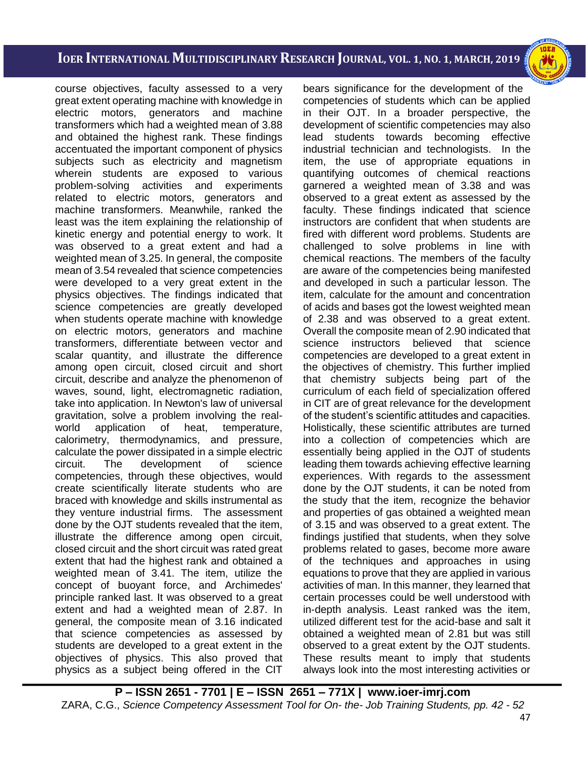course objectives, faculty assessed to a very great extent operating machine with knowledge in electric motors, generators and machine transformers which had a weighted mean of 3.88 and obtained the highest rank. These findings accentuated the important component of physics subjects such as electricity and magnetism wherein students are exposed to various problem-solving activities and experiments related to electric motors, generators and machine transformers. Meanwhile, ranked the least was the item explaining the relationship of kinetic energy and potential energy to work. It was observed to a great extent and had a weighted mean of 3.25. In general, the composite mean of 3.54 revealed that science competencies were developed to a very great extent in the physics objectives. The findings indicated that science competencies are greatly developed when students operate machine with knowledge on electric motors, generators and machine transformers, differentiate between vector and scalar quantity, and illustrate the difference among open circuit, closed circuit and short circuit, describe and analyze the phenomenon of waves, sound, light, electromagnetic radiation, take into application. In Newton's law of universal gravitation, solve a problem involving the real-world application of heat, temperature, calorimetry, thermodynamics, and pressure, calculate the power dissipated in a simple electric circuit. The development of science competencies, through these objectives, would create scientifically literate students who are braced with knowledge and skills instrumental as they venture industrial firms. The assessment done by the OJT students revealed that the item, illustrate the difference among open circuit, closed circuit and the short circuit was rated great extent that had the highest rank and obtained a weighted mean of 3.41. The item, utilize the concept of buoyant force, and Archimedes' principle ranked last. It was observed to a great extent and had a weighted mean of 2.87. In general, the composite mean of 3.16 indicated that science competencies as assessed by students are developed to a great extent in the objectives of physics. This also proved that physics as a subject being offered in the CIT bears significance for the development of the competencies of students which can be applied in their OJT. In a broader perspective, the development of scientific competencies may also lead students towards becoming effective industrial technician and technologists. In the item, the use of appropriate equations in quantifying outcomes of chemical reactions garnered a weighted mean of 3.38 and was observed to a great extent as assessed by the faculty. These findings indicated that science instructors are confident that when students are fired with different word problems. Students are challenged to solve problems in line with chemical reactions. The members of the faculty are aware of the competencies being manifested and developed in such a particular lesson. The item, calculate for the amount and concentration of acids and bases got the lowest weighted mean of 2.38 and was observed to a great extent. Overall the composite mean of 2.90 indicated that science instructors believed that science competencies are developed to a great extent in the objectives of chemistry. This further implied that chemistry subjects being part of the curriculum of each field of specialization offered in CIT are of great relevance for the development of the student's scientific attitudes and capacities. Holistically, these scientific attributes are turned into a collection of competencies which are essentially being applied in the OJT of students leading them towards achieving effective learning experiences. With regards to the assessment done by the OJT students, it can be noted from the study that the item, recognize the behavior and properties of gas obtained a weighted mean of 3.15 and was observed to a great extent. The findings justified that students, when they solve problems related to gases, become more aware of the techniques and approaches in using equations to prove that they are applied in various activities of man. In this manner, they learned that certain processes could be well understood with in-depth analysis. Least ranked was the item, utilized different test for the acid-base and salt it obtained a weighted mean of 2.81 but was still observed to a great extent by the OJT students. These results meant to imply that students always look into the most interesting activities or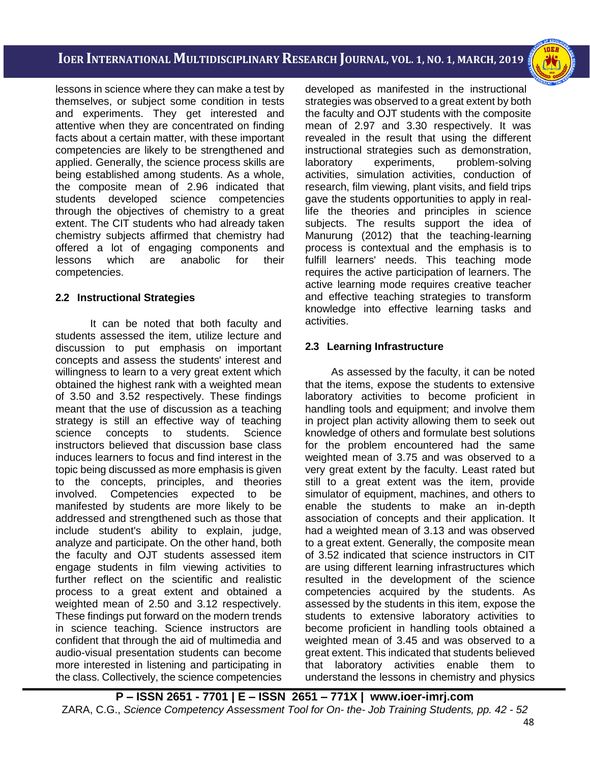lessons in science where they can make a test by themselves, or subject some condition in tests and experiments. They get interested and attentive when they are concentrated on finding facts about a certain matter, with these important competencies are likely to be strengthened and applied. Generally, the science process skills are being established among students. As a whole, the composite mean of 2.96 indicated that students developed science competencies through the objectives of chemistry to a great extent. The CIT students who had already taken chemistry subjects affirmed that chemistry had offered a lot of engaging components and lessons which are anabolic for their competencies.

### 2.2 Instructional Strategies

It can be noted that both faculty and students assessed the item, utilize lecture and discussion to put emphasis on important concepts and assess the students' interest and willingness to learn to a very great extent which obtained the highest rank with a weighted mean of 3.50 and 3.52 respectively. These findings meant that the use of discussion as a teaching strategy is still an effective way of teaching science concepts to students. Science instructors believed that discussion base class induces learners to focus and find interest in the topic being discussed as more emphasis is given to the concepts, principles, and theories involved. Competencies expected to be manifested by students are more likely to be addressed and strengthened such as those that include student's ability to explain, judge, analyze and participate. On the other hand, both the faculty and OJT students assessed item engage students in film viewing activities to further reflect on the scientific and realistic process to a great extent and obtained a weighted mean of 2.50 and 3.12 respectively. These findings put forward on the modern trends in science teaching. Science instructors are confident that through the aid of multimedia and audio-visual presentation students can become more interested in listening and participating in the class. Collectively, the science competencies developed as manifested in the instructional strategies was observed to a great extent by both the faculty and OJT students with the composite mean of 2.97 and 3.30 respectively. It was revealed in the result that using the different instructional strategies such as demonstration, laboratory experiments, problem-solving activities, simulation activities, conduction of research, film viewing, plant visits, and field trips gave the students opportunities to apply in real-life the theories and principles in science subjects. The results support the idea of Manurung (2012) that the teaching-learning process is contextual and the emphasis is to fulfill learners' needs. This teaching mode requires the active participation of learners. The active learning mode requires creative teacher and effective teaching strategies to transform knowledge into effective learning tasks and activities.

### 2.3 Learning Infrastructure

As assessed by the faculty, it can be noted that the items, expose the students to extensive laboratory activities to become proficient in handling tools and equipment; and involve them in project plan activity allowing them to seek out knowledge of others and formulate best solutions for the problem encountered had the same weighted mean of 3.75 and was observed to a very great extent by the faculty. Least rated but still to a great extent was the item, provide simulator of equipment, machines, and others to enable the students to make an in-depth association of concepts and their application. It had a weighted mean of 3.13 and was observed to a great extent. Generally, the composite mean of 3.52 indicated that science instructors in CIT are using different learning infrastructures which resulted in the development of the science competencies acquired by the students. As assessed by the students in this item, expose the students to extensive laboratory activities to become proficient in handling tools obtained a weighted mean of 3.45 and was observed to a great extent. This indicated that students believed that laboratory activities enable them to understand the lessons in chemistry and physics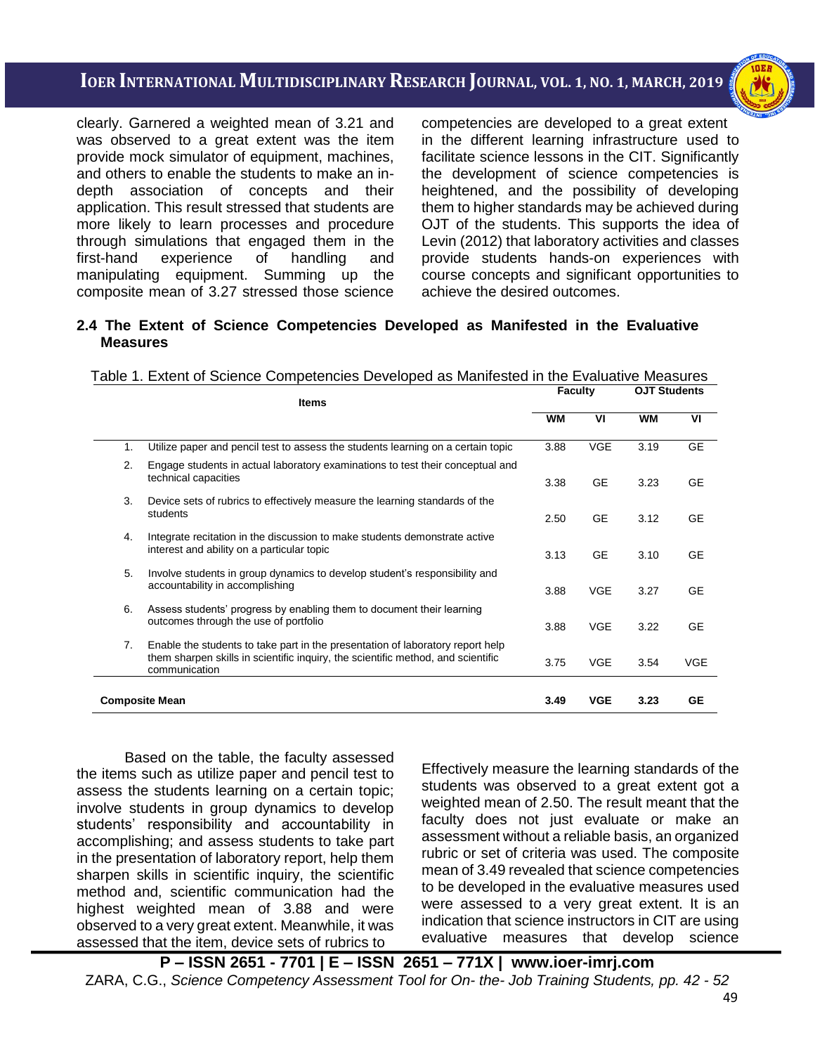clearly. Garnered a weighted mean of 3.21 and was observed to a great extent was the item provide mock simulator of equipment, machines, and others to enable the students to make an in-depth association of concepts and their application. This result stressed that students are more likely to learn processes and procedure through simulations that engaged them in the first-hand experience of handling and manipulating equipment. Summing up the composite mean of 3.27 stressed those science competencies are developed to a great extent in the different learning infrastructure used to facilitate science lessons in the CIT. Significantly the development of science competencies is heightened, and the possibility of developing them to higher standards may be achieved during OJT of the students. This supports the idea of Levin (2012) that laboratory activities and classes provide students hands-on experiences with course concepts and significant opportunities to achieve the desired outcomes.

### 2.4 The Extent of Science Competencies Developed as Manifested in the Evaluative Measures

Table 1. Extent of Science Competencies Developed as Manifested in the Evaluative Measures

| | Items | Faculty | | OJT Students | |
|---|---|---|---|---|---|
| | | WM | VI | WM | VI |
| 1. | Utilize paper and pencil test to assess the students learning on a certain topic | 3.88 | VGE | 3.19 | GE |
| 2. | Engage students in actual laboratory examinations to test their conceptual and technical capacities | 3.38 | GE | 3.23 | GE |
| 3. | Device sets of rubrics to effectively measure the learning standards of the students | 2.50 | GE | 3.12 | GE |
| 4. | Integrate recitation in the discussion to make students demonstrate active interest and ability on a particular topic | 3.13 | GE | 3.10 | GE |
| 5. | Involve students in group dynamics to develop student's responsibility and accountability in accomplishing | 3.88 | VGE | 3.27 | GE |
| 6. | Assess students' progress by enabling them to document their learning outcomes through the use of portfolio | 3.88 | VGE | 3.22 | GE |
| 7. | Enable the students to take part in the presentation of laboratory report help them sharpen skills in scientific inquiry, the scientific method, and scientific communication | 3.75 | VGE | 3.54 | VGE |
| **Composite Mean** | | **3.49** | **VGE** | **3.23** | **GE** |

Based on the table, the faculty assessed the items such as utilize paper and pencil test to assess the students learning on a certain topic; involve students in group dynamics to develop students' responsibility and accountability in accomplishing; and assess students to take part in the presentation of laboratory report, help them sharpen skills in scientific inquiry, the scientific method and, scientific communication had the highest weighted mean of 3.88 and were observed to a very great extent. Meanwhile, it was assessed that the item, device sets of rubrics to effectively measure the learning standards of the students was observed to a great extent got a weighted mean of 2.50. The result meant that the faculty does not just evaluate or make an assessment without a reliable basis, an organized rubric or set of criteria was used. The composite mean of 3.49 revealed that science competencies to be developed in the evaluative measures used were assessed to a very great extent. It is an indication that science instructors in CIT are using evaluative measures that develop science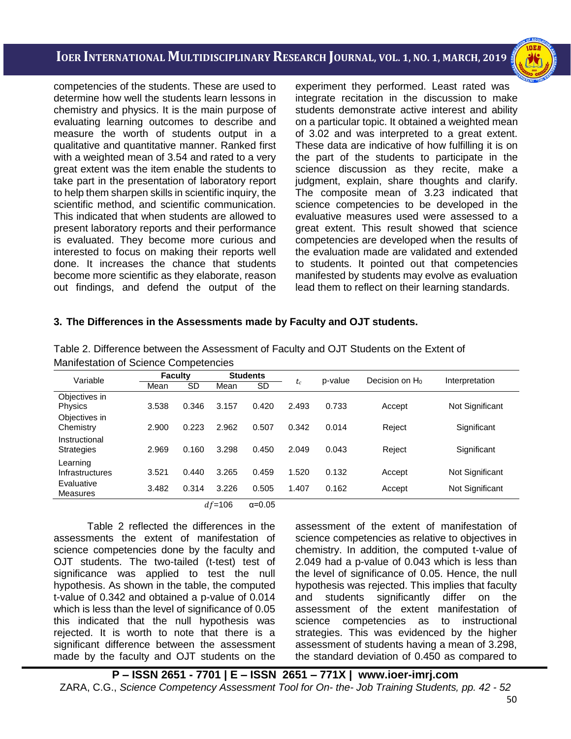competencies of the students. These are used to determine how well the students learn lessons in chemistry and physics. It is the main purpose of evaluating learning outcomes to describe and measure the worth of students output in a qualitative and quantitative manner. Ranked first with a weighted mean of 3.54 and rated to a very great extent was the item enable the students to take part in the presentation of laboratory report to help them sharpen skills in scientific inquiry, the scientific method, and scientific communication. This indicated that when students are allowed to present laboratory reports and their performance is evaluated. They become more curious and interested to focus on making their reports well done. It increases the chance that students become more scientific as they elaborate, reason out findings, and defend the output of the experiment they performed. Least rated was integrate recitation in the discussion to make students demonstrate active interest and ability on a particular topic. It obtained a weighted mean of 3.02 and was interpreted to a great extent. These data are indicative of how fulfilling it is on the part of the students to participate in the science discussion as they recite, make a judgment, explain, share thoughts and clarify. The composite mean of 3.23 indicated that science competencies to be developed in the evaluative measures used were assessed to a great extent. This result showed that science competencies are developed when the results of the evaluation made are validated and extended to students. It pointed out that competencies manifested by students may evolve as evaluation lead them to reflect on their learning standards.

**3. The Differences in the Assessments made by Faculty and OJT students.**

Table 2. Difference between the Assessment of Faculty and OJT Students on the Extent of Manifestation of Science Competencies

| Variable | Faculty | | Students | | $t_c$ | p-value | Decision on $H_0$ | Interpretation |
|---|---|---|---|---|---|---|---|---|
| | Mean | SD | Mean | SD | | | | |
| Objectives in Physics | 3.538 | 0.346 | 3.157 | 0.420 | 2.493 | 0.733 | Accept | Not Significant |
| Objectives in Chemistry | 2.900 | 0.223 | 2.962 | 0.507 | 0.342 | 0.014 | Reject | Significant |
| Instructional Strategies | 2.969 | 0.160 | 3.298 | 0.450 | 2.049 | 0.043 | Reject | Significant |
| Learning Infrastructures | 3.521 | 0.440 | 3.265 | 0.459 | 1.520 | 0.132 | Accept | Not Significant |
| Evaluative Measures | 3.482 | 0.314 | 3.226 | 0.505 | 1.407 | 0.162 | Accept | Not Significant |

$df$=106 α=0.05

Table 2 reflected the differences in the assessments the extent of manifestation of science competencies done by the faculty and OJT students. The two-tailed (t-test) test of significance was applied to test the null hypothesis. As shown in the table, the computed t-value of 0.342 and obtained a p-value of 0.014 which is less than the level of significance of 0.05 this indicated that the null hypothesis was rejected. It is worth to note that there is a significant difference between the assessment made by the faculty and OJT students on the assessment of the extent of manifestation of science competencies as relative to objectives in chemistry. In addition, the computed t-value of 2.049 had a p-value of 0.043 which is less than the level of significance of 0.05. Hence, the null hypothesis was rejected. This implies that faculty and students significantly differ on the assessment of the extent manifestation of science competencies as to instructional strategies. This was evidenced by the higher assessment of students having a mean of 3.298, the standard deviation of 0.450 as compared to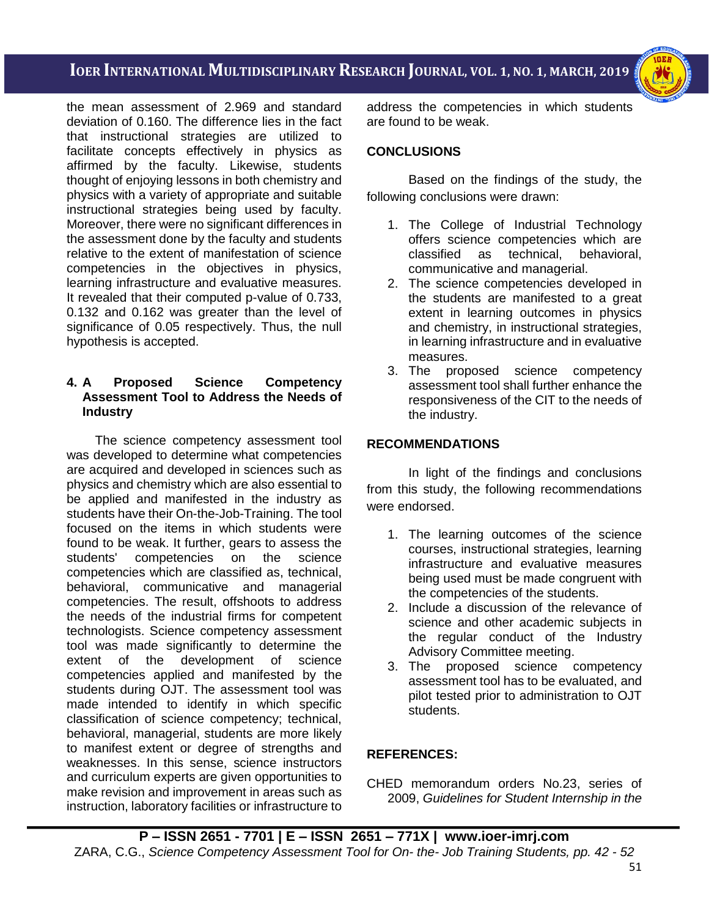the mean assessment of 2.969 and standard deviation of 0.160. The difference lies in the fact that instructional strategies are utilized to facilitate concepts effectively in physics as affirmed by the faculty. Likewise, students thought of enjoying lessons in both chemistry and physics with a variety of appropriate and suitable instructional strategies being used by faculty. Moreover, there were no significant differences in the assessment done by the faculty and students relative to the extent of manifestation of science competencies in the objectives in physics, learning infrastructure and evaluative measures. It revealed that their computed p-value of 0.733, 0.132 and 0.162 was greater than the level of significance of 0.05 respectively. Thus, the null hypothesis is accepted.

**4. A Proposed Science Competency Assessment Tool to Address the Needs of Industry**

The science competency assessment tool was developed to determine what competencies are acquired and developed in sciences such as physics and chemistry which are also essential to be applied and manifested in the industry as students have their On-the-Job-Training. The tool focused on the items in which students were found to be weak. It further, gears to assess the students' competencies on the science competencies which are classified as, technical, behavioral, communicative and managerial competencies. The result, offshoots to address the needs of the industrial firms for competent technologists. Science competency assessment tool was made significantly to determine the extent of the development of science competencies applied and manifested by the students during OJT. The assessment tool was made intended to identify in which specific classification of science competency; technical, behavioral, managerial, students are more likely to manifest extent or degree of strengths and weaknesses. In this sense, science instructors and curriculum experts are given opportunities to make revision and improvement in areas such as instruction, laboratory facilities or infrastructure to address the competencies in which students are found to be weak.

## CONCLUSIONS

Based on the findings of the study, the following conclusions were drawn:

1. The College of Industrial Technology offers science competencies which are classified as technical, behavioral, communicative and managerial.
2. The science competencies developed in the students are manifested to a great extent in learning outcomes in physics and chemistry, in instructional strategies, in learning infrastructure and in evaluative measures.
3. The proposed science competency assessment tool shall further enhance the responsiveness of the CIT to the needs of the industry.

## RECOMMENDATIONS

In light of the findings and conclusions from this study, the following recommendations were endorsed.

1. The learning outcomes of the science courses, instructional strategies, learning infrastructure and evaluative measures being used must be made congruent with the competencies of the students.
2. Include a discussion of the relevance of science and other academic subjects in the regular conduct of the Industry Advisory Committee meeting.
3. The proposed science competency assessment tool has to be evaluated, and pilot tested prior to administration to OJT students.

## REFERENCES:

CHED memorandum orders No.23, series of 2009, *Guidelines for Student Internship in the*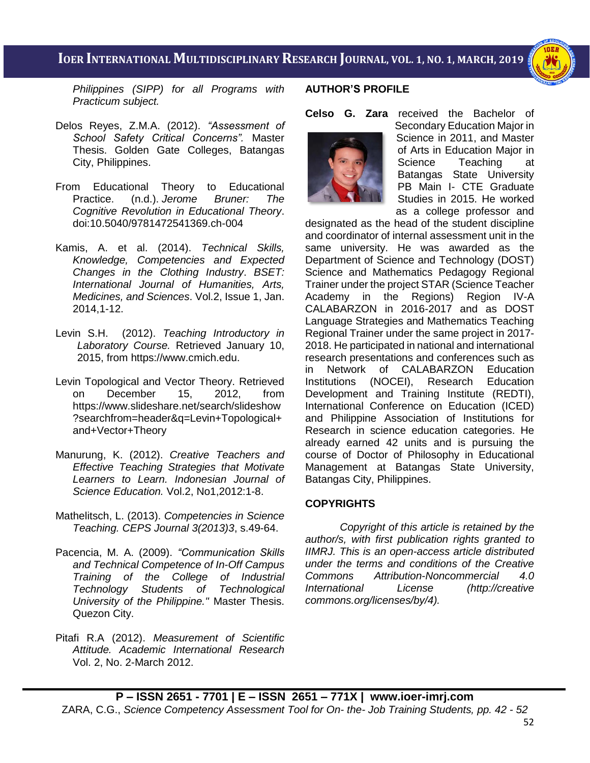*Philippines (SIPP) for all Programs with Practicum subject.*

Delos Reyes, Z.M.A. (2012). *"Assessment of School Safety Critical Concerns".* Master Thesis. Golden Gate Colleges, Batangas City, Philippines.

From Educational Theory to Educational Practice. (n.d.). *Jerome Bruner: The Cognitive Revolution in Educational Theory*. doi:10.5040/9781472541369.ch-004

Kamis, A. et al. (2014). *Technical Skills, Knowledge, Competencies and Expected Changes in the Clothing Industry*. *BSET: International Journal of Humanities, Arts, Medicines, and Sciences*. Vol.2, Issue 1, Jan. 2014,1-12.

Levin S.H. (2012). *Teaching Introductory in Laboratory Course.* Retrieved January 10, 2015, from https://www.cmich.edu.

Levin Topological and Vector Theory. Retrieved on December 15, 2012, from https://www.slideshare.net/search/slideshow?searchfrom=header&q=Levin+Topological+and+Vector+Theory

Manurung, K. (2012). *Creative Teachers and Effective Teaching Strategies that Motivate Learners to Learn. Indonesian Journal of Science Education.* Vol.2, No1,2012:1-8.

Mathelitsch, L. (2013). *Competencies in Science Teaching. CEPS Journal 3(2013)3*, s.49-64.

Pacencia, M. A. (2009). *"Communication Skills and Technical Competence of In-Off Campus Training of the College of Industrial Technology Students of Technological University of the Philippine."* Master Thesis. Quezon City.

Pitafi R.A (2012). *Measurement of Scientific Attitude. Academic International Research* Vol. 2, No. 2-March 2012.

## AUTHOR'S PROFILE

**Celso G. Zara** received the Bachelor of Secondary Education Major in Science in 2011, and Master of Arts in Education Major in Science Teaching at Batangas State University PB Main I- CTE Graduate Studies in 2015. He worked as a college professor and designated as the head of the student discipline and coordinator of internal assessment unit in the same university. He was awarded as the Department of Science and Technology (DOST) Science and Mathematics Pedagogy Regional Trainer under the project STAR (Science Teacher Academy in the Regions) Region IV-A CALABARZON in 2016-2017 and as DOST Language Strategies and Mathematics Teaching Regional Trainer under the same project in 2017-2018. He participated in national and international research presentations and conferences such as in Network of CALABARZON Education Institutions (NOCEI), Research Education Development and Training Institute (REDTI), International Conference on Education (ICED) and Philippine Association of Institutions for Research in science education categories. He already earned 42 units and is pursuing the course of Doctor of Philosophy in Educational Management at Batangas State University, Batangas City, Philippines.

## COPYRIGHTS

*Copyright of this article is retained by the author/s, with first publication rights granted to IIMRJ. This is an open-access article distributed under the terms and conditions of the Creative Commons Attribution-Noncommercial 4.0 International License (http://creative commons.org/licenses/by/4).*